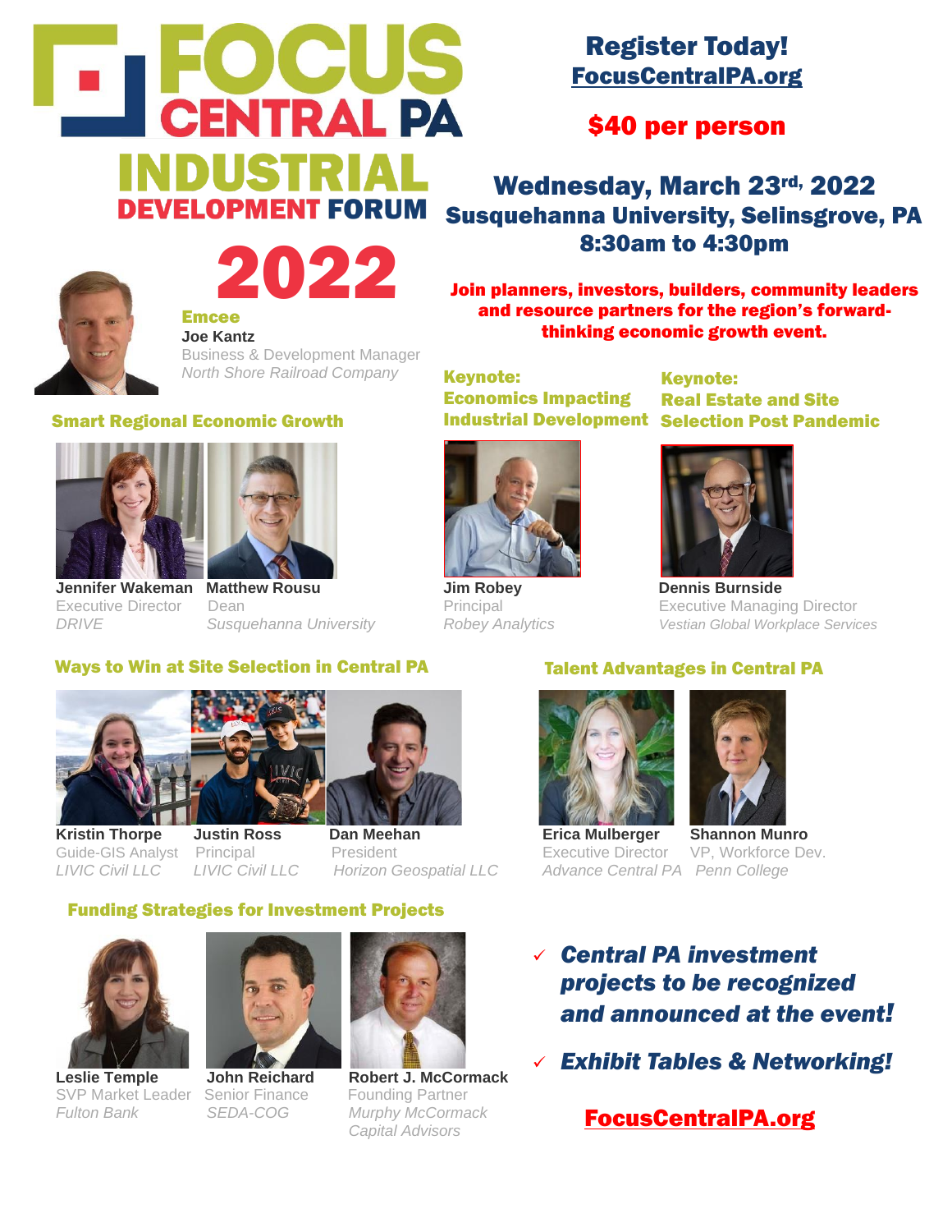# FOCUS CENTRAL PA

## INDUSTRIAL DEVELOPMENT FORUM 2022

**Register Today!**
**FocusCentralPA.org**

**$40 per person**

## Wednesday, March 23rd, 2022
## Susquehanna University, Selinsgrove, PA
## 8:30am to 4:30pm

**Join planners, investors, builders, community leaders and resource partners for the region's forward-thinking economic growth event.**

### Emcee

**Joe Kantz**
Business & Development Manager
*North Shore Railroad Company*

### Smart Regional Economic Growth

**Jennifer Wakeman**
Executive Director
*DRIVE*

**Matthew Rousu**
Dean
*Susquehanna University*

### Keynote: Economics Impacting Industrial Development

**Jim Robey**
Principal
*Robey Analytics*

### Keynote: Real Estate and Site Selection Post Pandemic

**Dennis Burnside**
Executive Managing Director
*Vestian Global Workplace Services*

### Ways to Win at Site Selection in Central PA

**Kristin Thorpe**
Guide-GIS Analyst
*LIVIC Civil LLC*

**Justin Ross**
Principal
*LIVIC Civil LLC*

**Dan Meehan**
President
*Horizon Geospatial LLC*

### Talent Advantages in Central PA

**Erica Mulberger**
Executive Director
*Advance Central PA*

**Shannon Munro**
VP, Workforce Dev.
*Penn College*

### Funding Strategies for Investment Projects

**Leslie Temple**
SVP Market Leader
*Fulton Bank*

**John Reichard**
Senior Finance
*SEDA-COG*

**Robert J. McCormack**
Founding Partner
*Murphy McCormack Capital Advisors*

- ✓ ***Central PA investment projects to be recognized and announced at the event!***
- ✓ ***Exhibit Tables & Networking!***

**FocusCentralPA.org**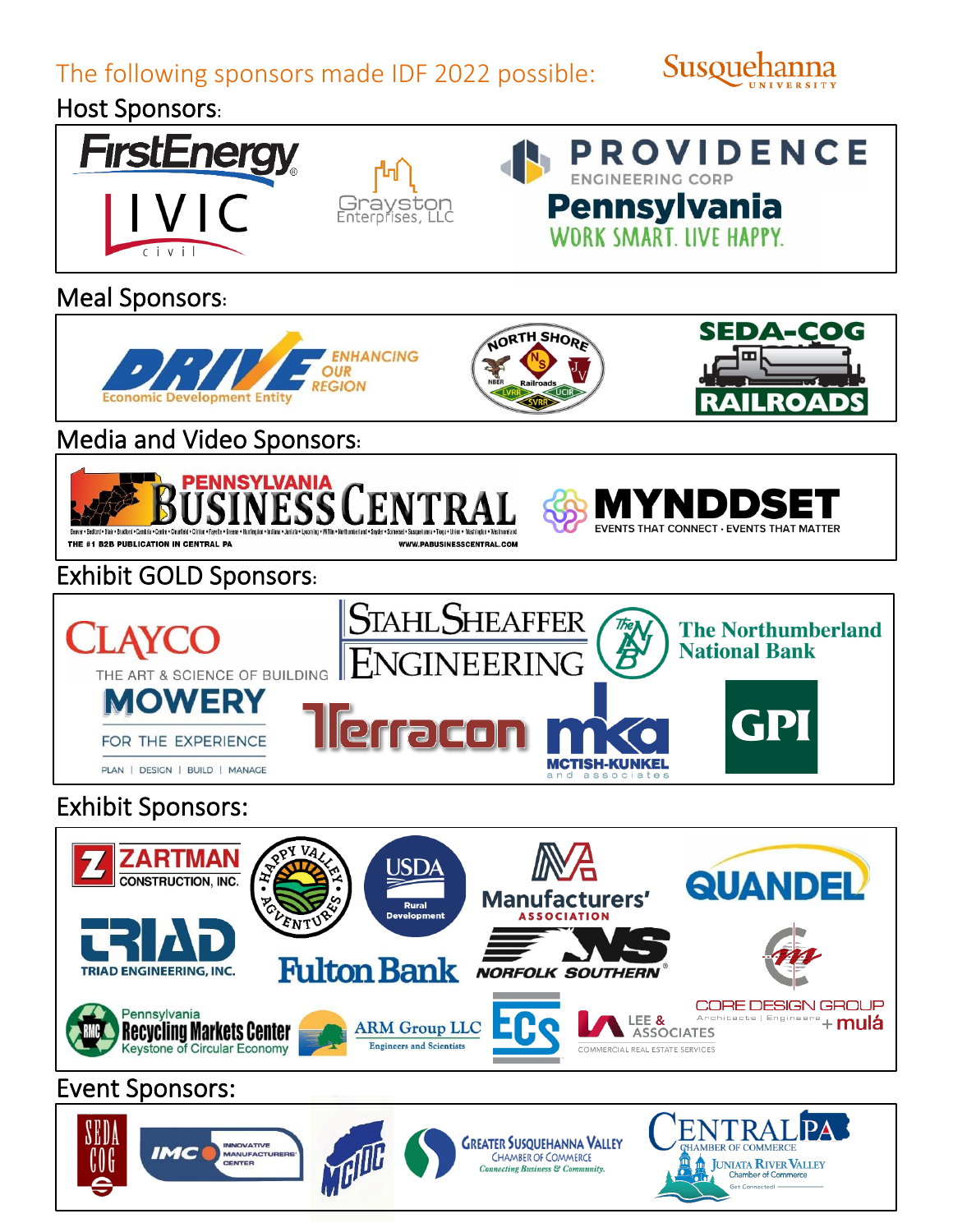The following sponsors made IDF 2022 possible:

Susquehanna University

## Host Sponsors:

FirstEnergy

LIVIC civil

Grayston Enterprises, LLC

PROVIDENCE ENGINEERING CORP

Pennsylvania WORK SMART. LIVE HAPPY.

## Meal Sponsors:

DRIVE ENHANCING OUR REGION Economic Development Entity

NORTH SHORE Railroads NBER LVRR SVRR UCIR

SEDA-COG RAILROADS

## Media and Video Sponsors:

PENNSYLVANIA BUSINESS CENTRAL THE #1 B2B PUBLICATION IN CENTRAL PA WWW.PABUSINESSCENTRAL.COM

MYNDDSET EVENTS THAT CONNECT · EVENTS THAT MATTER

## Exhibit GOLD Sponsors:

CLAYCO THE ART & SCIENCE OF BUILDING

STAHL SHEAFFER ENGINEERING

The Northumberland National Bank

MOWERY FOR THE EXPERIENCE PLAN | DESIGN | BUILD | MANAGE

Terracon

mka MCTISH-KUNKEL and associates

GPI

## Exhibit Sponsors:

ZARTMAN CONSTRUCTION, INC.

HAPPY VALLEY AGVENTURES

USDA Rural Development

Manufacturers' ASSOCIATION

QUANDEL

TRIAD ENGINEERING, INC.

Fulton Bank

NORFOLK SOUTHERN

CORE DESIGN GROUP Architects | Engineers + mulá

Pennsylvania Recycling Markets Center Keystone of Circular Economy

ARM Group LLC Engineers and Scientists

ECS

LEE & ASSOCIATES COMMERCIAL REAL ESTATE SERVICES

## Event Sponsors:

SEDA COG

IMC INNOVATIVE MANUFACTURERS' CENTER

MCIDC

GREATER SUSQUEHANNA VALLEY CHAMBER OF COMMERCE Connecting Business & Community.

CENTRAL PA CHAMBER OF COMMERCE

JUNIATA RIVER VALLEY Chamber of Commerce Get Connected!